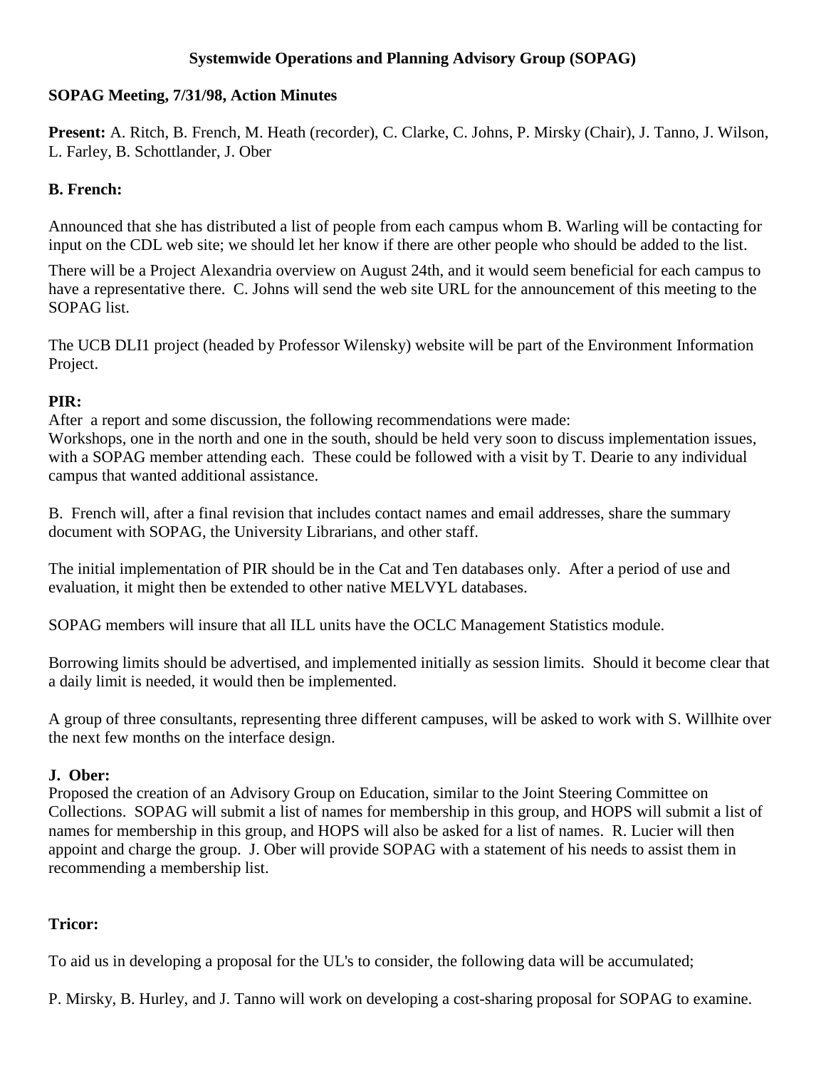# Systemwide Operations and Planning Advisory Group (SOPAG)

**SOPAG Meeting, 7/31/98, Action Minutes**

**Present:** A. Ritch, B. French, M. Heath (recorder), C. Clarke, C. Johns, P. Mirsky (Chair), J. Tanno, J. Wilson, L. Farley, B. Schottlander, J. Ober

## B. French:

Announced that she has distributed a list of people from each campus whom B. Warling will be contacting for input on the CDL web site; we should let her know if there are other people who should be added to the list.

There will be a Project Alexandria overview on August 24th, and it would seem beneficial for each campus to have a representative there. C. Johns will send the web site URL for the announcement of this meeting to the SOPAG list.

The UCB DLI1 project (headed by Professor Wilensky) website will be part of the Environment Information Project.

## PIR:

After a report and some discussion, the following recommendations were made:
Workshops, one in the north and one in the south, should be held very soon to discuss implementation issues, with a SOPAG member attending each. These could be followed with a visit by T. Dearie to any individual campus that wanted additional assistance.

B. French will, after a final revision that includes contact names and email addresses, share the summary document with SOPAG, the University Librarians, and other staff.

The initial implementation of PIR should be in the Cat and Ten databases only. After a period of use and evaluation, it might then be extended to other native MELVYL databases.

SOPAG members will insure that all ILL units have the OCLC Management Statistics module.

Borrowing limits should be advertised, and implemented initially as session limits. Should it become clear that a daily limit is needed, it would then be implemented.

A group of three consultants, representing three different campuses, will be asked to work with S. Willhite over the next few months on the interface design.

## J. Ober:

Proposed the creation of an Advisory Group on Education, similar to the Joint Steering Committee on Collections. SOPAG will submit a list of names for membership in this group, and HOPS will submit a list of names for membership in this group, and HOPS will also be asked for a list of names. R. Lucier will then appoint and charge the group. J. Ober will provide SOPAG with a statement of his needs to assist them in recommending a membership list.

## Tricor:

To aid us in developing a proposal for the UL's to consider, the following data will be accumulated;

P. Mirsky, B. Hurley, and J. Tanno will work on developing a cost-sharing proposal for SOPAG to examine.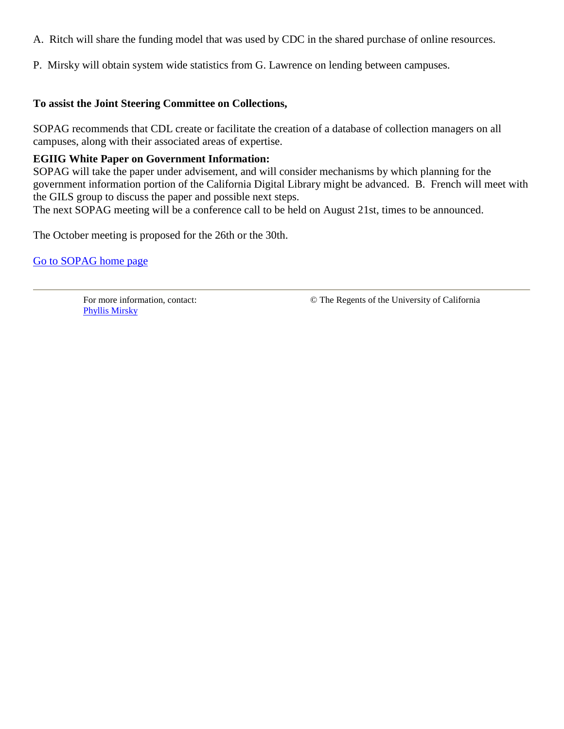A. Ritch will share the funding model that was used by CDC in the shared purchase of online resources.

P. Mirsky will obtain system wide statistics from G. Lawrence on lending between campuses.

**To assist the Joint Steering Committee on Collections,**

SOPAG recommends that CDL create or facilitate the creation of a database of collection managers on all campuses, along with their associated areas of expertise.

**EGIIG White Paper on Government Information:**
SOPAG will take the paper under advisement, and will consider mechanisms by which planning for the government information portion of the California Digital Library might be advanced. B. French will meet with the GILS group to discuss the paper and possible next steps.
The next SOPAG meeting will be a conference call to be held on August 21st, times to be announced.

The October meeting is proposed for the 26th or the 30th.

[Go to SOPAG home page]

---

For more information, contact:
[Phyllis Mirsky]

© The Regents of the University of California